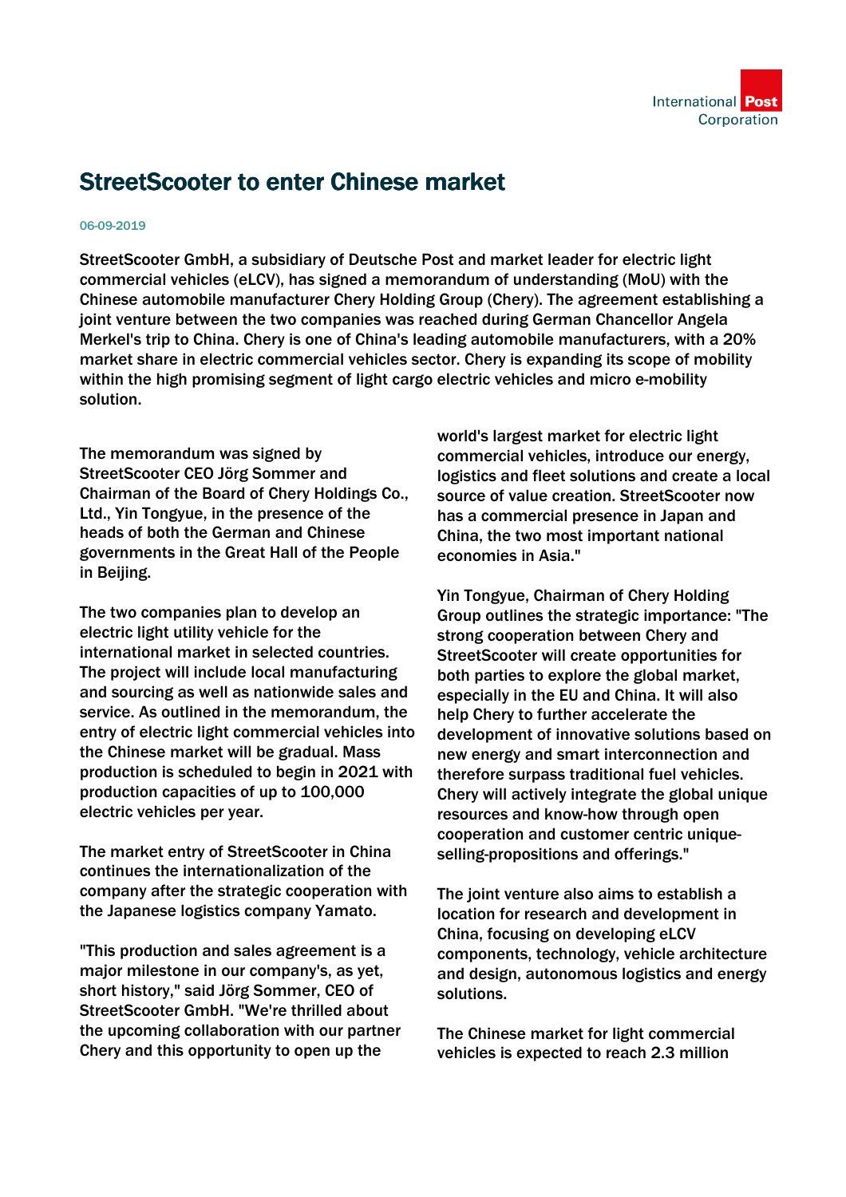# StreetScooter to enter Chinese market

06-09-2019

StreetScooter GmbH, a subsidiary of Deutsche Post and market leader for electric light commercial vehicles (eLCV), has signed a memorandum of understanding (MoU) with the Chinese automobile manufacturer Chery Holding Group (Chery). The agreement establishing a joint venture between the two companies was reached during German Chancellor Angela Merkel's trip to China. Chery is one of China's leading automobile manufacturers, with a 20% market share in electric commercial vehicles sector. Chery is expanding its scope of mobility within the high promising segment of light cargo electric vehicles and micro e-mobility solution.

The memorandum was signed by StreetScooter CEO Jörg Sommer and Chairman of the Board of Chery Holdings Co., Ltd., Yin Tongyue, in the presence of the heads of both the German and Chinese governments in the Great Hall of the People in Beijing.

The two companies plan to develop an electric light utility vehicle for the international market in selected countries. The project will include local manufacturing and sourcing as well as nationwide sales and service. As outlined in the memorandum, the entry of electric light commercial vehicles into the Chinese market will be gradual. Mass production is scheduled to begin in 2021 with production capacities of up to 100,000 electric vehicles per year.

The market entry of StreetScooter in China continues the internationalization of the company after the strategic cooperation with the Japanese logistics company Yamato.

"This production and sales agreement is a major milestone in our company's, as yet, short history," said Jörg Sommer, CEO of StreetScooter GmbH. "We're thrilled about the upcoming collaboration with our partner Chery and this opportunity to open up the world's largest market for electric light commercial vehicles, introduce our energy, logistics and fleet solutions and create a local source of value creation. StreetScooter now has a commercial presence in Japan and China, the two most important national economies in Asia."

Yin Tongyue, Chairman of Chery Holding Group outlines the strategic importance: "The strong cooperation between Chery and StreetScooter will create opportunities for both parties to explore the global market, especially in the EU and China. It will also help Chery to further accelerate the development of innovative solutions based on new energy and smart interconnection and therefore surpass traditional fuel vehicles. Chery will actively integrate the global unique resources and know-how through open cooperation and customer centric unique-selling-propositions and offerings."

The joint venture also aims to establish a location for research and development in China, focusing on developing eLCV components, technology, vehicle architecture and design, autonomous logistics and energy solutions.

The Chinese market for light commercial vehicles is expected to reach 2.3 million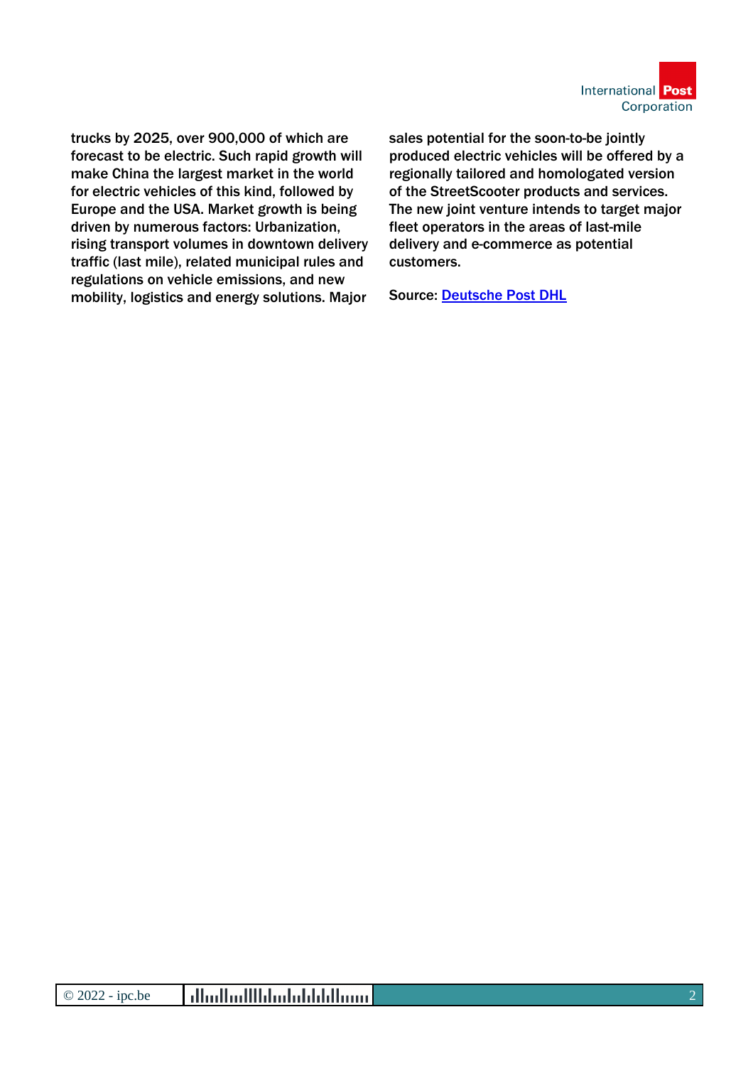trucks by 2025, over 900,000 of which are forecast to be electric. Such rapid growth will make China the largest market in the world for electric vehicles of this kind, followed by Europe and the USA. Market growth is being driven by numerous factors: Urbanization, rising transport volumes in downtown delivery traffic (last mile), related municipal rules and regulations on vehicle emissions, and new mobility, logistics and energy solutions. Major sales potential for the soon-to-be jointly produced electric vehicles will be offered by a regionally tailored and homologated version of the StreetScooter products and services. The new joint venture intends to target major fleet operators in the areas of last-mile delivery and e-commerce as potential customers.

Source: [Deutsche Post DHL]()